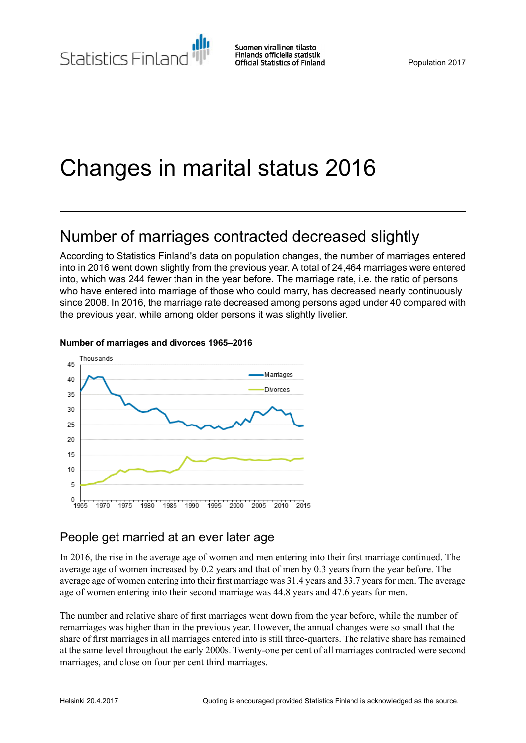Statistics Finland

Suomen virallinen tilasto
Finlands officiella statistik
Official Statistics of Finland

Population 2017

# Changes in marital status 2016

## Number of marriages contracted decreased slightly

According to Statistics Finland's data on population changes, the number of marriages entered into in 2016 went down slightly from the previous year. A total of 24,464 marriages were entered into, which was 244 fewer than in the year before. The marriage rate, i.e. the ratio of persons who have entered into marriage of those who could marry, has decreased nearly continuously since 2008. In 2016, the marriage rate decreased among persons aged under 40 compared with the previous year, while among older persons it was slightly livelier.

**Number of marriages and divorces 1965–2016**

## People get married at an ever later age

In 2016, the rise in the average age of women and men entering into their first marriage continued. The average age of women increased by 0.2 years and that of men by 0.3 years from the year before. The average age of women entering into their first marriage was 31.4 years and 33.7 years for men. The average age of women entering into their second marriage was 44.8 years and 47.6 years for men.

The number and relative share of first marriages went down from the year before, while the number of remarriages was higher than in the previous year. However, the annual changes were so small that the share of first marriages in all marriages entered into is still three-quarters. The relative share has remained at the same level throughout the early 2000s. Twenty-one per cent of all marriages contracted were second marriages, and close on four per cent third marriages.

Helsinki 20.4.2017

Quoting is encouraged provided Statistics Finland is acknowledged as the source.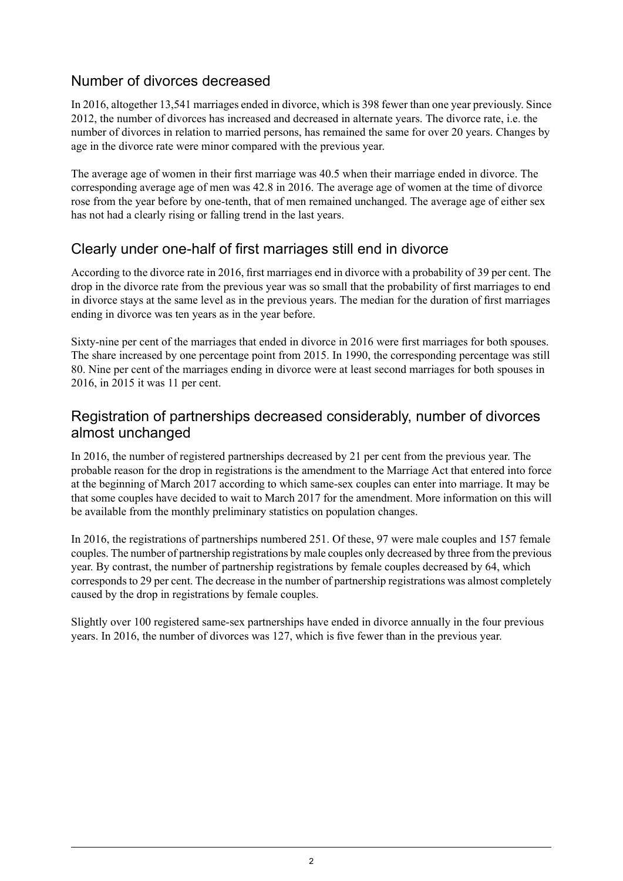## Number of divorces decreased

In 2016, altogether 13,541 marriages ended in divorce, which is 398 fewer than one year previously. Since 2012, the number of divorces has increased and decreased in alternate years. The divorce rate, i.e. the number of divorces in relation to married persons, has remained the same for over 20 years. Changes by age in the divorce rate were minor compared with the previous year.

The average age of women in their first marriage was 40.5 when their marriage ended in divorce. The corresponding average age of men was 42.8 in 2016. The average age of women at the time of divorce rose from the year before by one-tenth, that of men remained unchanged. The average age of either sex has not had a clearly rising or falling trend in the last years.

## Clearly under one-half of first marriages still end in divorce

According to the divorce rate in 2016, first marriages end in divorce with a probability of 39 per cent. The drop in the divorce rate from the previous year was so small that the probability of first marriages to end in divorce stays at the same level as in the previous years. The median for the duration of first marriages ending in divorce was ten years as in the year before.

Sixty-nine per cent of the marriages that ended in divorce in 2016 were first marriages for both spouses. The share increased by one percentage point from 2015. In 1990, the corresponding percentage was still 80. Nine per cent of the marriages ending in divorce were at least second marriages for both spouses in 2016, in 2015 it was 11 per cent.

## Registration of partnerships decreased considerably, number of divorces almost unchanged

In 2016, the number of registered partnerships decreased by 21 per cent from the previous year. The probable reason for the drop in registrations is the amendment to the Marriage Act that entered into force at the beginning of March 2017 according to which same-sex couples can enter into marriage. It may be that some couples have decided to wait to March 2017 for the amendment. More information on this will be available from the monthly preliminary statistics on population changes.

In 2016, the registrations of partnerships numbered 251. Of these, 97 were male couples and 157 female couples. The number of partnership registrations by male couples only decreased by three from the previous year. By contrast, the number of partnership registrations by female couples decreased by 64, which corresponds to 29 per cent. The decrease in the number of partnership registrations was almost completely caused by the drop in registrations by female couples.

Slightly over 100 registered same-sex partnerships have ended in divorce annually in the four previous years. In 2016, the number of divorces was 127, which is five fewer than in the previous year.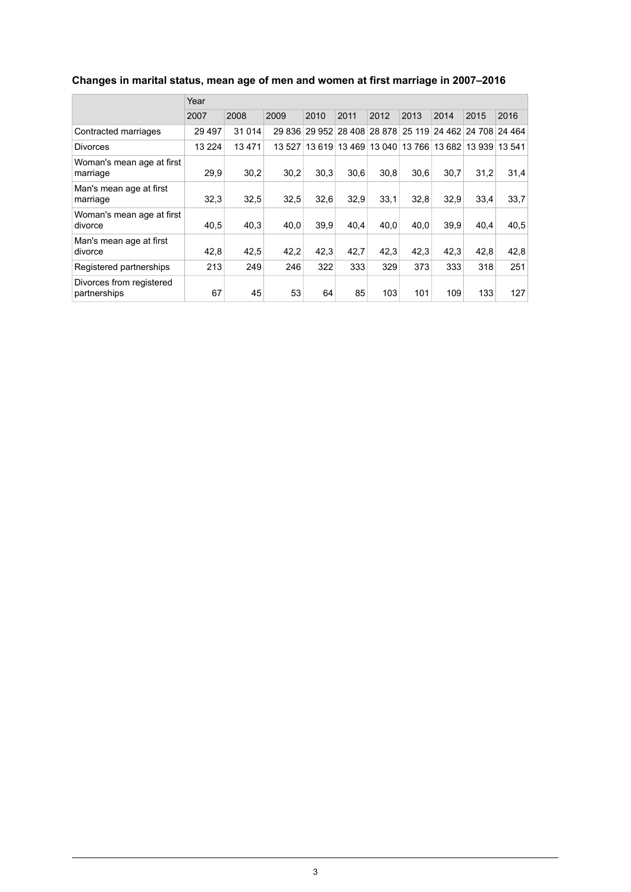### Changes in marital status, mean age of men and women at first marriage in 2007–2016

| | Year | | | | | | | | | |
|---|---|---|---|---|---|---|---|---|---|---|
| | 2007 | 2008 | 2009 | 2010 | 2011 | 2012 | 2013 | 2014 | 2015 | 2016 |
| Contracted marriages | 29 497 | 31 014 | 29 836 | 29 952 | 28 408 | 28 878 | 25 119 | 24 462 | 24 708 | 24 464 |
| Divorces | 13 224 | 13 471 | 13 527 | 13 619 | 13 469 | 13 040 | 13 766 | 13 682 | 13 939 | 13 541 |
| Woman's mean age at first marriage | 29,9 | 30,2 | 30,2 | 30,3 | 30,6 | 30,8 | 30,6 | 30,7 | 31,2 | 31,4 |
| Man's mean age at first marriage | 32,3 | 32,5 | 32,5 | 32,6 | 32,9 | 33,1 | 32,8 | 32,9 | 33,4 | 33,7 |
| Woman's mean age at first divorce | 40,5 | 40,3 | 40,0 | 39,9 | 40,4 | 40,0 | 40,0 | 39,9 | 40,4 | 40,5 |
| Man's mean age at first divorce | 42,8 | 42,5 | 42,2 | 42,3 | 42,7 | 42,3 | 42,3 | 42,3 | 42,8 | 42,8 |
| Registered partnerships | 213 | 249 | 246 | 322 | 333 | 329 | 373 | 333 | 318 | 251 |
| Divorces from registered partnerships | 67 | 45 | 53 | 64 | 85 | 103 | 101 | 109 | 133 | 127 |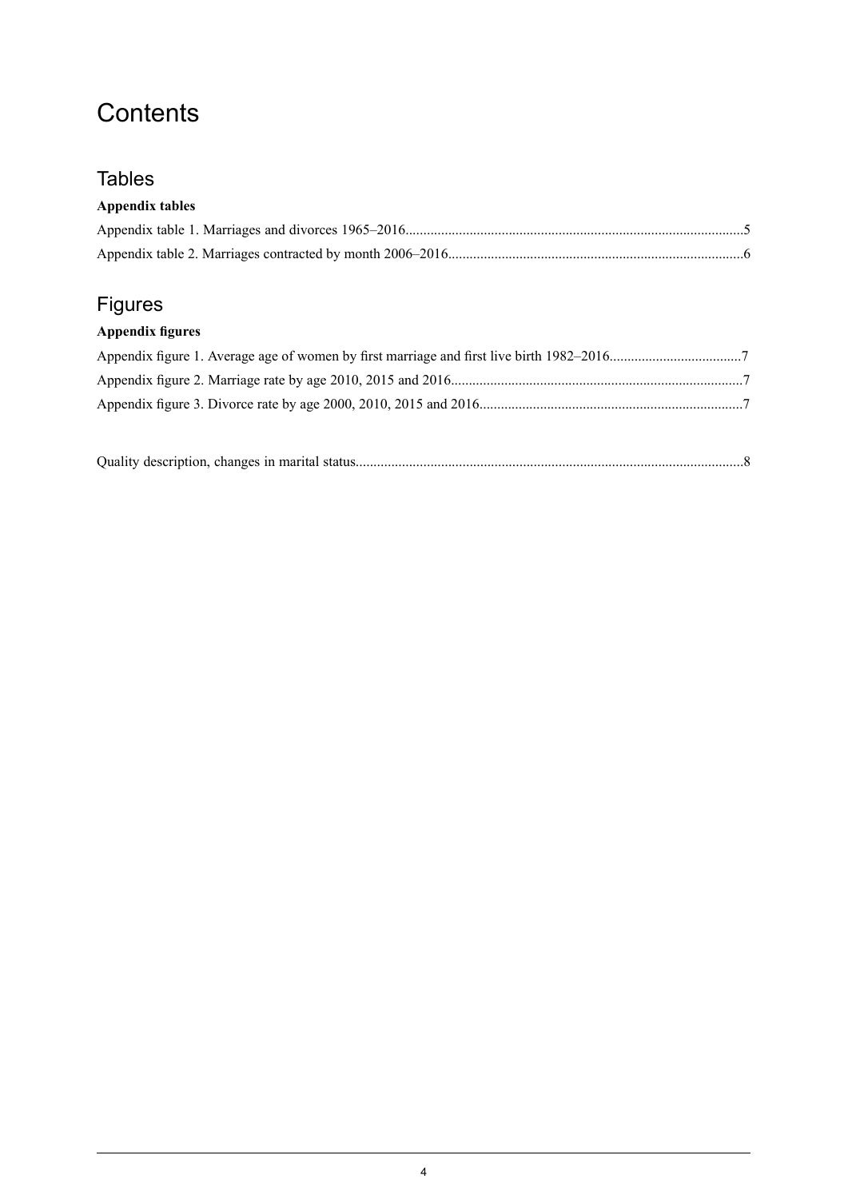# Contents

## Tables

**Appendix tables**

Appendix table 1. Marriages and divorces 1965–2016..............................................................................................5

Appendix table 2. Marriages contracted by month 2006–2016..................................................................................6

## Figures

**Appendix figures**

Appendix figure 1. Average age of women by first marriage and first live birth 1982–2016....................................7

Appendix figure 2. Marriage rate by age 2010, 2015 and 2016.................................................................................7

Appendix figure 3. Divorce rate by age 2000, 2010, 2015 and 2016.........................................................................7

Quality description, changes in marital status............................................................................................................8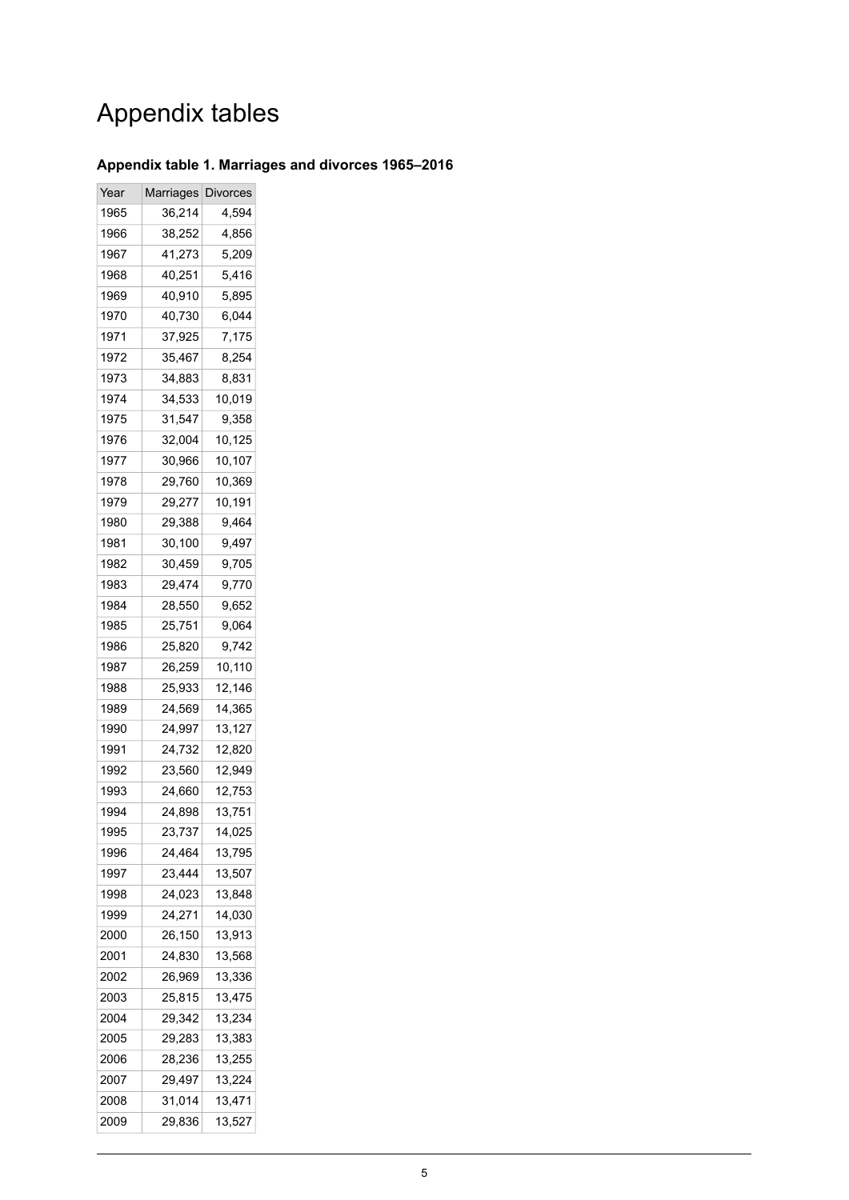# Appendix tables

### Appendix table 1. Marriages and divorces 1965–2016

| Year | Marriages | Divorces |
|---|---|---|
| 1965 | 36,214 | 4,594 |
| 1966 | 38,252 | 4,856 |
| 1967 | 41,273 | 5,209 |
| 1968 | 40,251 | 5,416 |
| 1969 | 40,910 | 5,895 |
| 1970 | 40,730 | 6,044 |
| 1971 | 37,925 | 7,175 |
| 1972 | 35,467 | 8,254 |
| 1973 | 34,883 | 8,831 |
| 1974 | 34,533 | 10,019 |
| 1975 | 31,547 | 9,358 |
| 1976 | 32,004 | 10,125 |
| 1977 | 30,966 | 10,107 |
| 1978 | 29,760 | 10,369 |
| 1979 | 29,277 | 10,191 |
| 1980 | 29,388 | 9,464 |
| 1981 | 30,100 | 9,497 |
| 1982 | 30,459 | 9,705 |
| 1983 | 29,474 | 9,770 |
| 1984 | 28,550 | 9,652 |
| 1985 | 25,751 | 9,064 |
| 1986 | 25,820 | 9,742 |
| 1987 | 26,259 | 10,110 |
| 1988 | 25,933 | 12,146 |
| 1989 | 24,569 | 14,365 |
| 1990 | 24,997 | 13,127 |
| 1991 | 24,732 | 12,820 |
| 1992 | 23,560 | 12,949 |
| 1993 | 24,660 | 12,753 |
| 1994 | 24,898 | 13,751 |
| 1995 | 23,737 | 14,025 |
| 1996 | 24,464 | 13,795 |
| 1997 | 23,444 | 13,507 |
| 1998 | 24,023 | 13,848 |
| 1999 | 24,271 | 14,030 |
| 2000 | 26,150 | 13,913 |
| 2001 | 24,830 | 13,568 |
| 2002 | 26,969 | 13,336 |
| 2003 | 25,815 | 13,475 |
| 2004 | 29,342 | 13,234 |
| 2005 | 29,283 | 13,383 |
| 2006 | 28,236 | 13,255 |
| 2007 | 29,497 | 13,224 |
| 2008 | 31,014 | 13,471 |
| 2009 | 29,836 | 13,527 |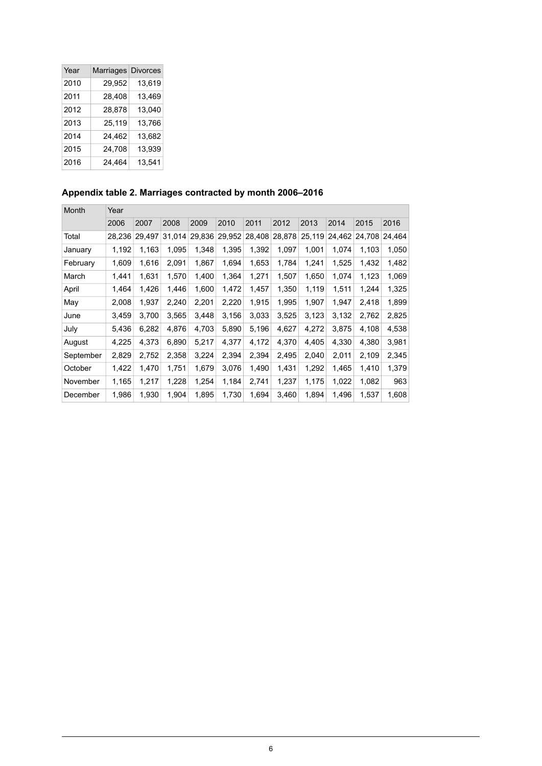| Year | Marriages | Divorces |
|---|---|---|
| 2010 | 29,952 | 13,619 |
| 2011 | 28,408 | 13,469 |
| 2012 | 28,878 | 13,040 |
| 2013 | 25,119 | 13,766 |
| 2014 | 24,462 | 13,682 |
| 2015 | 24,708 | 13,939 |
| 2016 | 24,464 | 13,541 |

### Appendix table 2. Marriages contracted by month 2006–2016

| Month | Year | | | | | | | | | | |
|---|---|---|---|---|---|---|---|---|---|---|---|
| | 2006 | 2007 | 2008 | 2009 | 2010 | 2011 | 2012 | 2013 | 2014 | 2015 | 2016 |
| Total | 28,236 | 29,497 | 31,014 | 29,836 | 29,952 | 28,408 | 28,878 | 25,119 | 24,462 | 24,708 | 24,464 |
| January | 1,192 | 1,163 | 1,095 | 1,348 | 1,395 | 1,392 | 1,097 | 1,001 | 1,074 | 1,103 | 1,050 |
| February | 1,609 | 1,616 | 2,091 | 1,867 | 1,694 | 1,653 | 1,784 | 1,241 | 1,525 | 1,432 | 1,482 |
| March | 1,441 | 1,631 | 1,570 | 1,400 | 1,364 | 1,271 | 1,507 | 1,650 | 1,074 | 1,123 | 1,069 |
| April | 1,464 | 1,426 | 1,446 | 1,600 | 1,472 | 1,457 | 1,350 | 1,119 | 1,511 | 1,244 | 1,325 |
| May | 2,008 | 1,937 | 2,240 | 2,201 | 2,220 | 1,915 | 1,995 | 1,907 | 1,947 | 2,418 | 1,899 |
| June | 3,459 | 3,700 | 3,565 | 3,448 | 3,156 | 3,033 | 3,525 | 3,123 | 3,132 | 2,762 | 2,825 |
| July | 5,436 | 6,282 | 4,876 | 4,703 | 5,890 | 5,196 | 4,627 | 4,272 | 3,875 | 4,108 | 4,538 |
| August | 4,225 | 4,373 | 6,890 | 5,217 | 4,377 | 4,172 | 4,370 | 4,405 | 4,330 | 4,380 | 3,981 |
| September | 2,829 | 2,752 | 2,358 | 3,224 | 2,394 | 2,394 | 2,495 | 2,040 | 2,011 | 2,109 | 2,345 |
| October | 1,422 | 1,470 | 1,751 | 1,679 | 3,076 | 1,490 | 1,431 | 1,292 | 1,465 | 1,410 | 1,379 |
| November | 1,165 | 1,217 | 1,228 | 1,254 | 1,184 | 2,741 | 1,237 | 1,175 | 1,022 | 1,082 | 963 |
| December | 1,986 | 1,930 | 1,904 | 1,895 | 1,730 | 1,694 | 3,460 | 1,894 | 1,496 | 1,537 | 1,608 |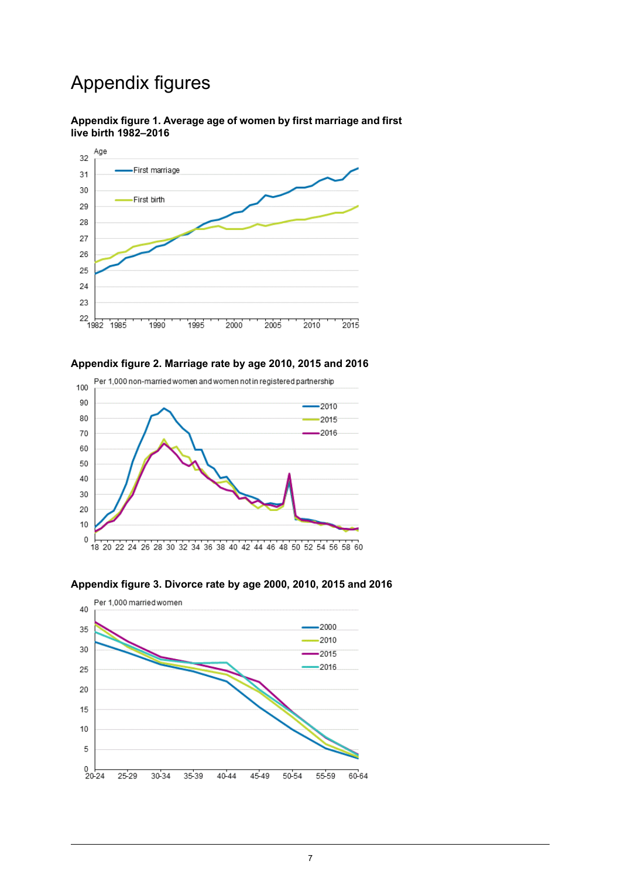# Appendix figures

**Appendix figure 1. Average age of women by first marriage and first live birth 1982–2016**

**Appendix figure 2. Marriage rate by age 2010, 2015 and 2016**

**Appendix figure 3. Divorce rate by age 2000, 2010, 2015 and 2016**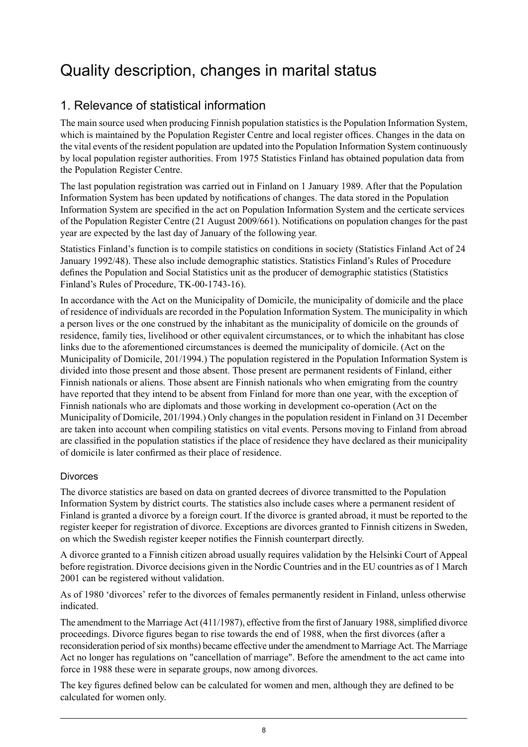# Quality description, changes in marital status

## 1. Relevance of statistical information

The main source used when producing Finnish population statistics is the Population Information System, which is maintained by the Population Register Centre and local register offices. Changes in the data on the vital events of the resident population are updated into the Population Information System continuously by local population register authorities. From 1975 Statistics Finland has obtained population data from the Population Register Centre.

The last population registration was carried out in Finland on 1 January 1989. After that the Population Information System has been updated by notifications of changes. The data stored in the Population Information System are specified in the act on Population Information System and the certicate services of the Population Register Centre (21 August 2009/661). Notifications on population changes for the past year are expected by the last day of January of the following year.

Statistics Finland's function is to compile statistics on conditions in society (Statistics Finland Act of 24 January 1992/48). These also include demographic statistics. Statistics Finland's Rules of Procedure defines the Population and Social Statistics unit as the producer of demographic statistics (Statistics Finland's Rules of Procedure, TK-00-1743-16).

In accordance with the Act on the Municipality of Domicile, the municipality of domicile and the place of residence of individuals are recorded in the Population Information System. The municipality in which a person lives or the one construed by the inhabitant as the municipality of domicile on the grounds of residence, family ties, livelihood or other equivalent circumstances, or to which the inhabitant has close links due to the aforementioned circumstances is deemed the municipality of domicile. (Act on the Municipality of Domicile, 201/1994.) The population registered in the Population Information System is divided into those present and those absent. Those present are permanent residents of Finland, either Finnish nationals or aliens. Those absent are Finnish nationals who when emigrating from the country have reported that they intend to be absent from Finland for more than one year, with the exception of Finnish nationals who are diplomats and those working in development co-operation (Act on the Municipality of Domicile, 201/1994.) Only changes in the population resident in Finland on 31 December are taken into account when compiling statistics on vital events. Persons moving to Finland from abroad are classified in the population statistics if the place of residence they have declared as their municipality of domicile is later confirmed as their place of residence.

### Divorces

The divorce statistics are based on data on granted decrees of divorce transmitted to the Population Information System by district courts. The statistics also include cases where a permanent resident of Finland is granted a divorce by a foreign court. If the divorce is granted abroad, it must be reported to the register keeper for registration of divorce. Exceptions are divorces granted to Finnish citizens in Sweden, on which the Swedish register keeper notifies the Finnish counterpart directly.

A divorce granted to a Finnish citizen abroad usually requires validation by the Helsinki Court of Appeal before registration. Divorce decisions given in the Nordic Countries and in the EU countries as of 1 March 2001 can be registered without validation.

As of 1980 'divorces' refer to the divorces of females permanently resident in Finland, unless otherwise indicated.

The amendment to the Marriage Act (411/1987), effective from the first of January 1988, simplified divorce proceedings. Divorce figures began to rise towards the end of 1988, when the first divorces (after a reconsideration period of six months) became effective under the amendment to Marriage Act. The Marriage Act no longer has regulations on "cancellation of marriage". Before the amendment to the act came into force in 1988 these were in separate groups, now among divorces.

The key figures defined below can be calculated for women and men, although they are defined to be calculated for women only.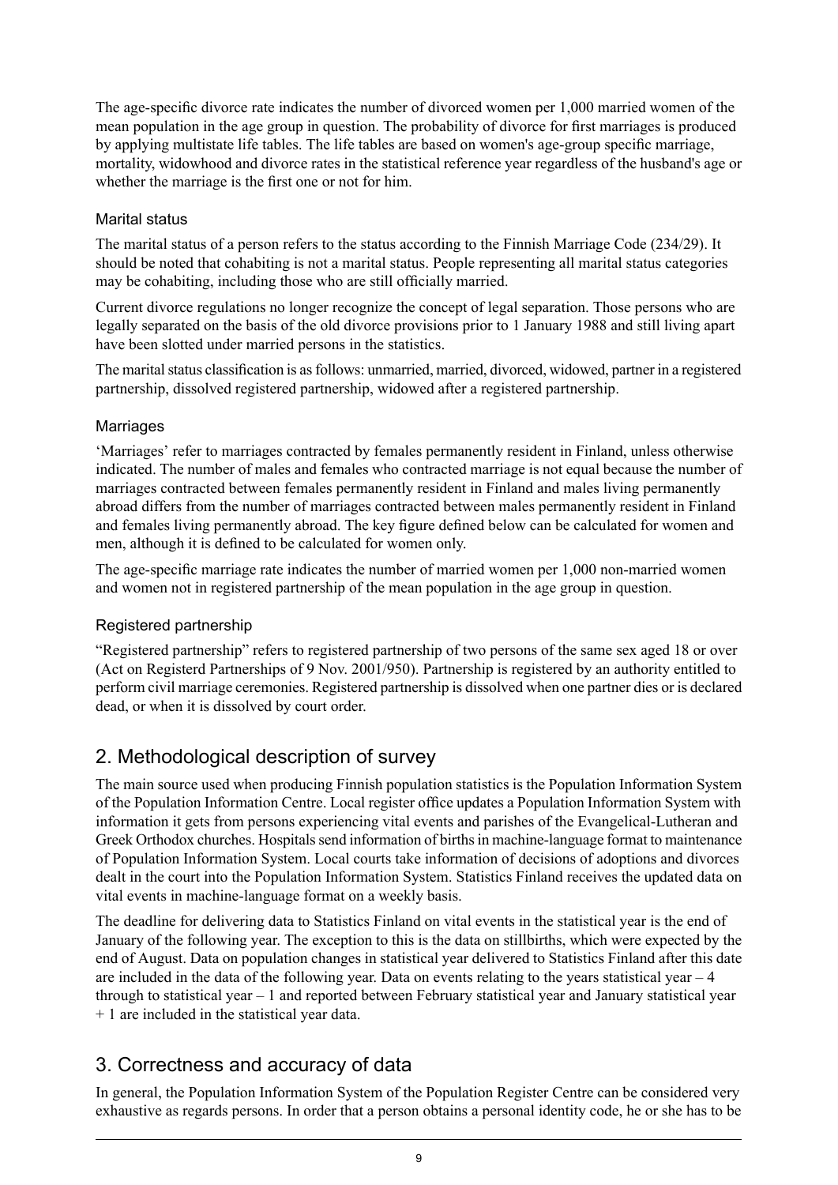The age-specific divorce rate indicates the number of divorced women per 1,000 married women of the mean population in the age group in question. The probability of divorce for first marriages is produced by applying multistate life tables. The life tables are based on women's age-group specific marriage, mortality, widowhood and divorce rates in the statistical reference year regardless of the husband's age or whether the marriage is the first one or not for him.

### Marital status

The marital status of a person refers to the status according to the Finnish Marriage Code (234/29). It should be noted that cohabiting is not a marital status. People representing all marital status categories may be cohabiting, including those who are still officially married.

Current divorce regulations no longer recognize the concept of legal separation. Those persons who are legally separated on the basis of the old divorce provisions prior to 1 January 1988 and still living apart have been slotted under married persons in the statistics.

The marital status classification is as follows: unmarried, married, divorced, widowed, partner in a registered partnership, dissolved registered partnership, widowed after a registered partnership.

### Marriages

'Marriages' refer to marriages contracted by females permanently resident in Finland, unless otherwise indicated. The number of males and females who contracted marriage is not equal because the number of marriages contracted between females permanently resident in Finland and males living permanently abroad differs from the number of marriages contracted between males permanently resident in Finland and females living permanently abroad. The key figure defined below can be calculated for women and men, although it is defined to be calculated for women only.

The age-specific marriage rate indicates the number of married women per 1,000 non-married women and women not in registered partnership of the mean population in the age group in question.

### Registered partnership

"Registered partnership" refers to registered partnership of two persons of the same sex aged 18 or over (Act on Registerd Partnerships of 9 Nov. 2001/950). Partnership is registered by an authority entitled to perform civil marriage ceremonies. Registered partnership is dissolved when one partner dies or is declared dead, or when it is dissolved by court order.

## 2. Methodological description of survey

The main source used when producing Finnish population statistics is the Population Information System of the Population Information Centre. Local register office updates a Population Information System with information it gets from persons experiencing vital events and parishes of the Evangelical-Lutheran and Greek Orthodox churches. Hospitals send information of births in machine-language format to maintenance of Population Information System. Local courts take information of decisions of adoptions and divorces dealt in the court into the Population Information System. Statistics Finland receives the updated data on vital events in machine-language format on a weekly basis.

The deadline for delivering data to Statistics Finland on vital events in the statistical year is the end of January of the following year. The exception to this is the data on stillbirths, which were expected by the end of August. Data on population changes in statistical year delivered to Statistics Finland after this date are included in the data of the following year. Data on events relating to the years statistical year – 4 through to statistical year – 1 and reported between February statistical year and January statistical year + 1 are included in the statistical year data.

## 3. Correctness and accuracy of data

In general, the Population Information System of the Population Register Centre can be considered very exhaustive as regards persons. In order that a person obtains a personal identity code, he or she has to be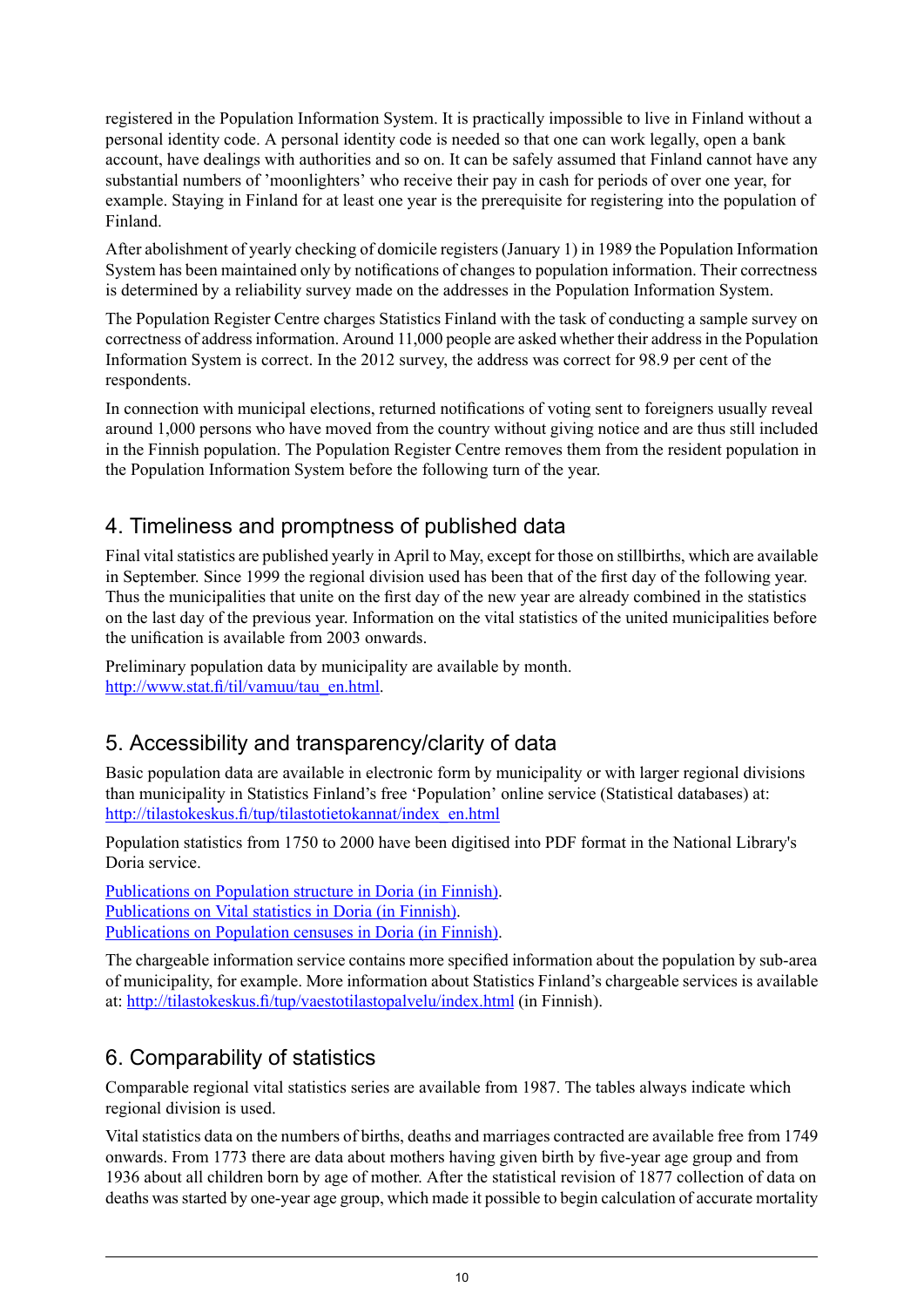registered in the Population Information System. It is practically impossible to live in Finland without a personal identity code. A personal identity code is needed so that one can work legally, open a bank account, have dealings with authorities and so on. It can be safely assumed that Finland cannot have any substantial numbers of 'moonlighters' who receive their pay in cash for periods of over one year, for example. Staying in Finland for at least one year is the prerequisite for registering into the population of Finland.

After abolishment of yearly checking of domicile registers (January 1) in 1989 the Population Information System has been maintained only by notifications of changes to population information. Their correctness is determined by a reliability survey made on the addresses in the Population Information System.

The Population Register Centre charges Statistics Finland with the task of conducting a sample survey on correctness of address information. Around 11,000 people are asked whether their address in the Population Information System is correct. In the 2012 survey, the address was correct for 98.9 per cent of the respondents.

In connection with municipal elections, returned notifications of voting sent to foreigners usually reveal around 1,000 persons who have moved from the country without giving notice and are thus still included in the Finnish population. The Population Register Centre removes them from the resident population in the Population Information System before the following turn of the year.

## 4. Timeliness and promptness of published data

Final vital statistics are published yearly in April to May, except for those on stillbirths, which are available in September. Since 1999 the regional division used has been that of the first day of the following year. Thus the municipalities that unite on the first day of the new year are already combined in the statistics on the last day of the previous year. Information on the vital statistics of the united municipalities before the unification is available from 2003 onwards.

Preliminary population data by municipality are available by month.
[http://www.stat.fi/til/vamuu/tau_en.html](http://www.stat.fi/til/vamuu/tau_en.html).

## 5. Accessibility and transparency/clarity of data

Basic population data are available in electronic form by municipality or with larger regional divisions than municipality in Statistics Finland's free 'Population' online service (Statistical databases) at:
[http://tilastokeskus.fi/tup/tilastotietokannat/index_en.html](http://tilastokeskus.fi/tup/tilastotietokannat/index_en.html)

Population statistics from 1750 to 2000 have been digitised into PDF format in the National Library's Doria service.

Publications on Population structure in Doria (in Finnish).
Publications on Vital statistics in Doria (in Finnish).
Publications on Population censuses in Doria (in Finnish).

The chargeable information service contains more specified information about the population by sub-area of municipality, for example. More information about Statistics Finland's chargeable services is available at: [http://tilastokeskus.fi/tup/vaestotilastopalvelu/index.html](http://tilastokeskus.fi/tup/vaestotilastopalvelu/index.html) (in Finnish).

## 6. Comparability of statistics

Comparable regional vital statistics series are available from 1987. The tables always indicate which regional division is used.

Vital statistics data on the numbers of births, deaths and marriages contracted are available free from 1749 onwards. From 1773 there are data about mothers having given birth by five-year age group and from 1936 about all children born by age of mother. After the statistical revision of 1877 collection of data on deaths was started by one-year age group, which made it possible to begin calculation of accurate mortality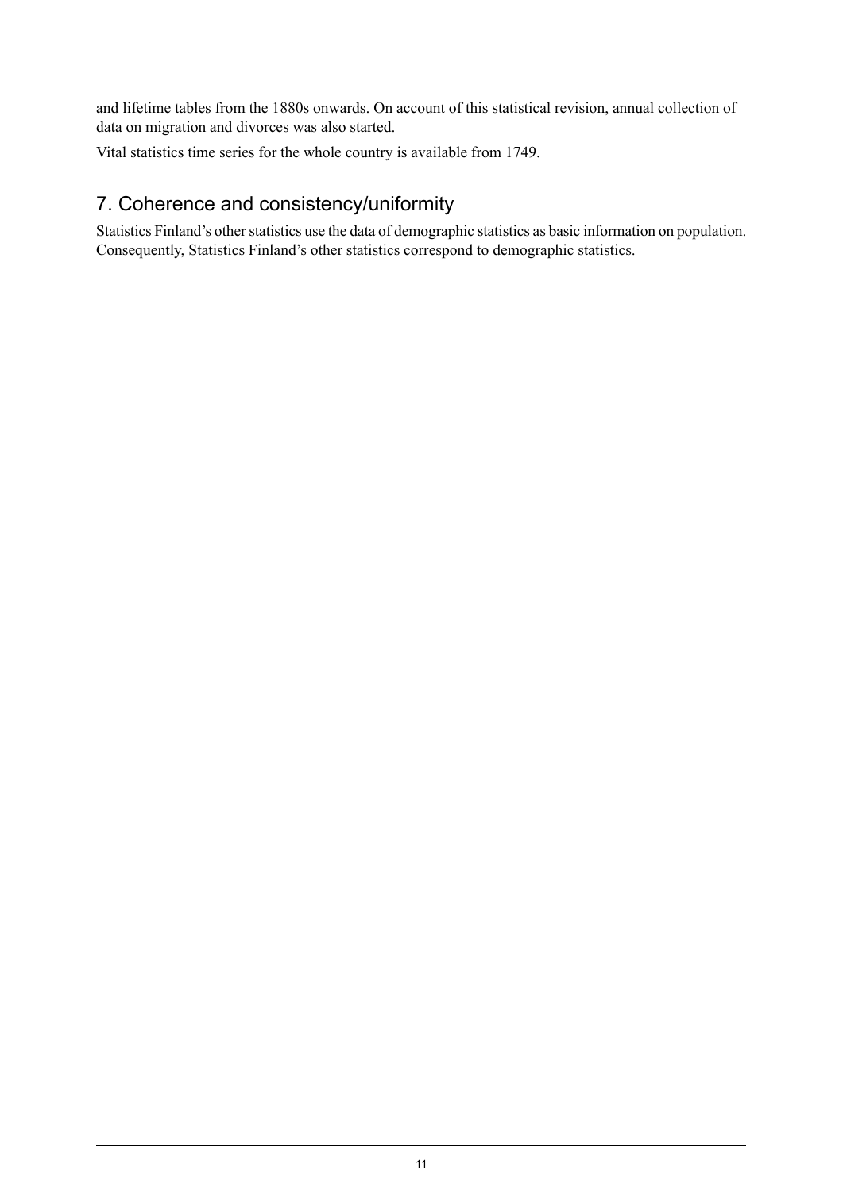and lifetime tables from the 1880s onwards. On account of this statistical revision, annual collection of data on migration and divorces was also started.

Vital statistics time series for the whole country is available from 1749.

## 7. Coherence and consistency/uniformity

Statistics Finland's other statistics use the data of demographic statistics as basic information on population. Consequently, Statistics Finland's other statistics correspond to demographic statistics.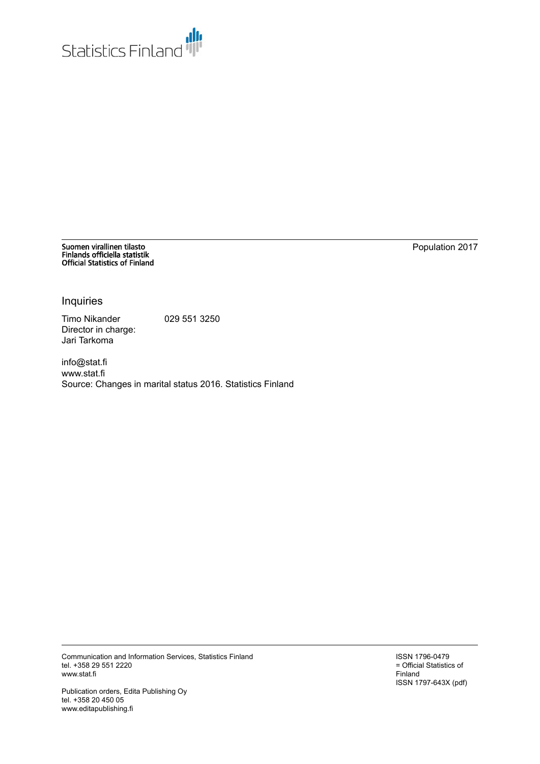Statistics Finland

Suomen virallinen tilasto
Finlands officiella statistik
Official Statistics of Finland

Population 2017

## Inquiries

Timo Nikander 029 551 3250

Director in charge:
Jari Tarkoma

info@stat.fi
www.stat.fi
Source: Changes in marital status 2016. Statistics Finland

Communication and Information Services, Statistics Finland
tel. +358 29 551 2220
www.stat.fi

Publication orders, Edita Publishing Oy
tel. +358 20 450 05
www.editapublishing.fi

ISSN 1796-0479
= Official Statistics of Finland
ISSN 1797-643X (pdf)